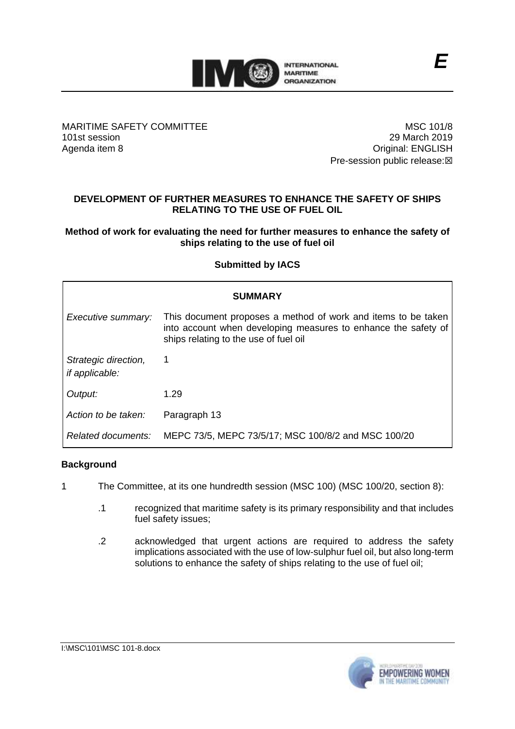E

MARITIME SAFETY COMMITTEE
101st session
Agenda item 8

MSC 101/8
29 March 2019
Original: ENGLISH
Pre-session public release:☒

**DEVELOPMENT OF FURTHER MEASURES TO ENHANCE THE SAFETY OF SHIPS RELATING TO THE USE OF FUEL OIL**

**Method of work for evaluating the need for further measures to enhance the safety of ships relating to the use of fuel oil**

**Submitted by IACS**

| **SUMMARY** | |
|---|---|
| *Executive summary:* | This document proposes a method of work and items to be taken into account when developing measures to enhance the safety of ships relating to the use of fuel oil |
| *Strategic direction, if applicable:* | 1 |
| *Output:* | 1.29 |
| *Action to be taken:* | Paragraph 13 |
| *Related documents:* | MEPC 73/5, MEPC 73/5/17; MSC 100/8/2 and MSC 100/20 |

**Background**

1 The Committee, at its one hundredth session (MSC 100) (MSC 100/20, section 8):

.1 recognized that maritime safety is its primary responsibility and that includes fuel safety issues;

.2 acknowledged that urgent actions are required to address the safety implications associated with the use of low-sulphur fuel oil, but also long-term solutions to enhance the safety of ships relating to the use of fuel oil;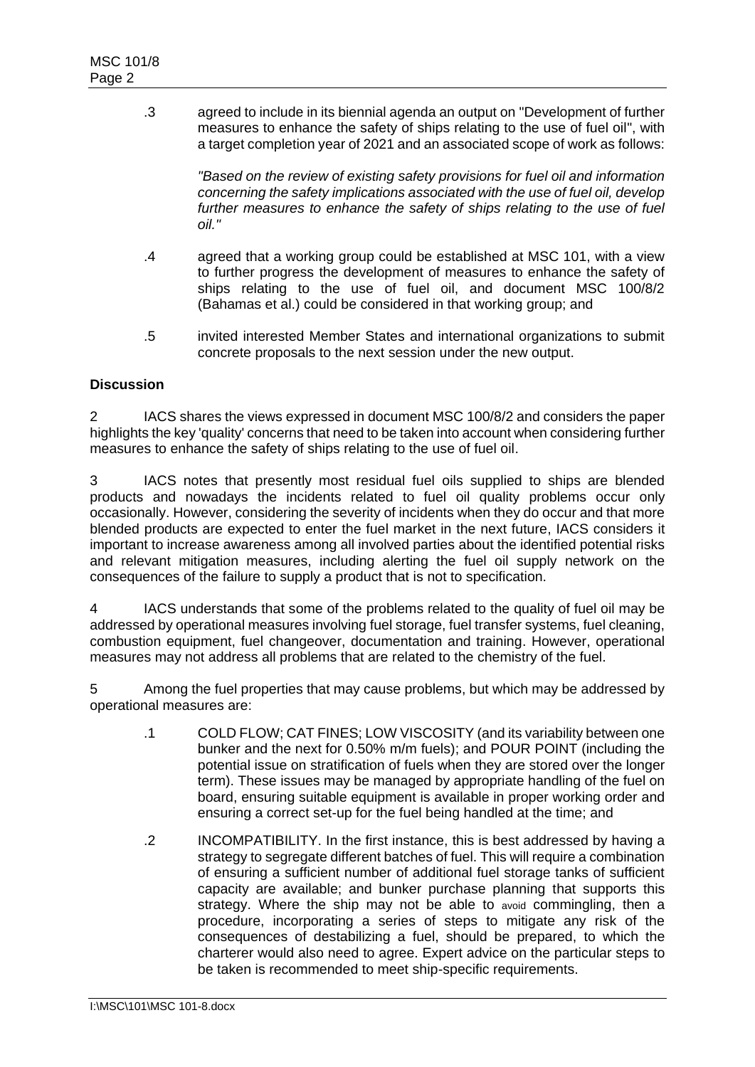.3 agreed to include in its biennial agenda an output on "Development of further measures to enhance the safety of ships relating to the use of fuel oil", with a target completion year of 2021 and an associated scope of work as follows:

*"Based on the review of existing safety provisions for fuel oil and information concerning the safety implications associated with the use of fuel oil, develop further measures to enhance the safety of ships relating to the use of fuel oil."*

.4 agreed that a working group could be established at MSC 101, with a view to further progress the development of measures to enhance the safety of ships relating to the use of fuel oil, and document MSC 100/8/2 (Bahamas et al.) could be considered in that working group; and

.5 invited interested Member States and international organizations to submit concrete proposals to the next session under the new output.

**Discussion**

2 IACS shares the views expressed in document MSC 100/8/2 and considers the paper highlights the key 'quality' concerns that need to be taken into account when considering further measures to enhance the safety of ships relating to the use of fuel oil.

3 IACS notes that presently most residual fuel oils supplied to ships are blended products and nowadays the incidents related to fuel oil quality problems occur only occasionally. However, considering the severity of incidents when they do occur and that more blended products are expected to enter the fuel market in the next future, IACS considers it important to increase awareness among all involved parties about the identified potential risks and relevant mitigation measures, including alerting the fuel oil supply network on the consequences of the failure to supply a product that is not to specification.

4 IACS understands that some of the problems related to the quality of fuel oil may be addressed by operational measures involving fuel storage, fuel transfer systems, fuel cleaning, combustion equipment, fuel changeover, documentation and training. However, operational measures may not address all problems that are related to the chemistry of the fuel.

5 Among the fuel properties that may cause problems, but which may be addressed by operational measures are:

.1 COLD FLOW; CAT FINES; LOW VISCOSITY (and its variability between one bunker and the next for 0.50% m/m fuels); and POUR POINT (including the potential issue on stratification of fuels when they are stored over the longer term). These issues may be managed by appropriate handling of the fuel on board, ensuring suitable equipment is available in proper working order and ensuring a correct set-up for the fuel being handled at the time; and

.2 INCOMPATIBILITY. In the first instance, this is best addressed by having a strategy to segregate different batches of fuel. This will require a combination of ensuring a sufficient number of additional fuel storage tanks of sufficient capacity are available; and bunker purchase planning that supports this strategy. Where the ship may not be able to avoid commingling, then a procedure, incorporating a series of steps to mitigate any risk of the consequences of destabilizing a fuel, should be prepared, to which the charterer would also need to agree. Expert advice on the particular steps to be taken is recommended to meet ship-specific requirements.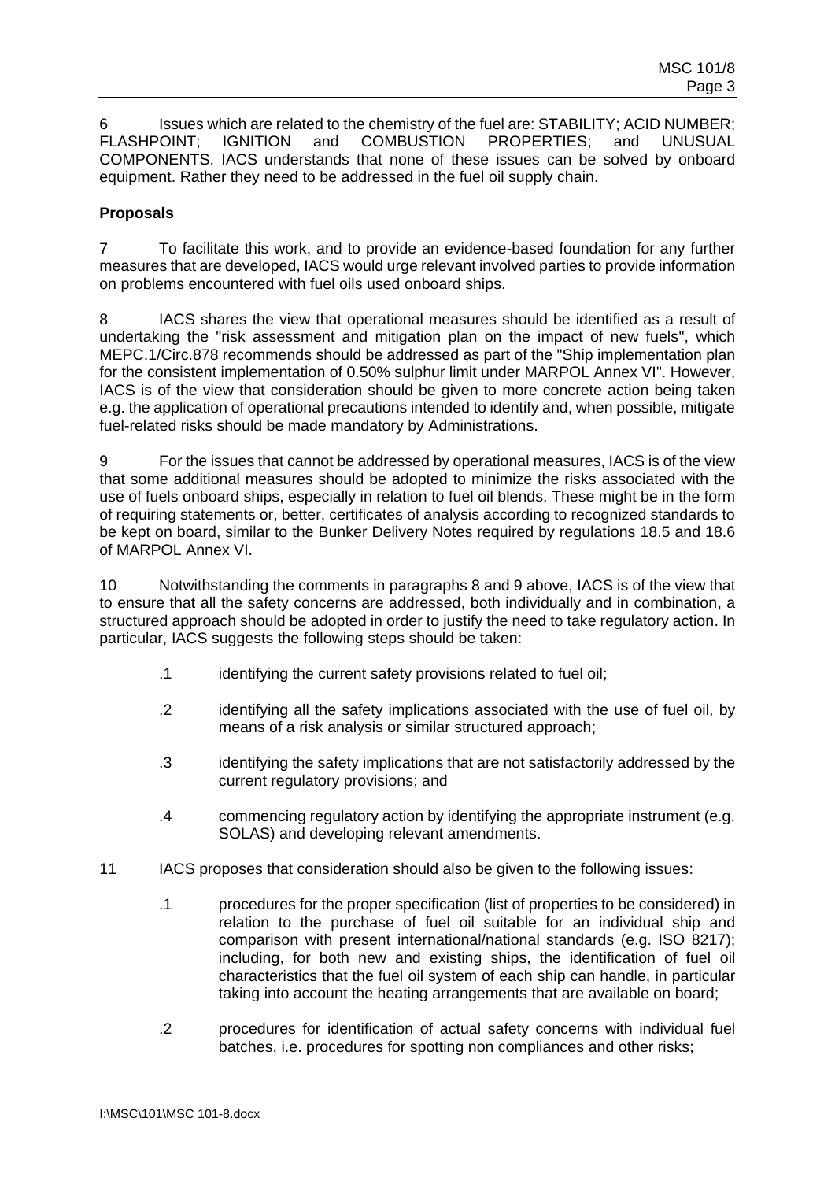6 Issues which are related to the chemistry of the fuel are: STABILITY; ACID NUMBER; FLASHPOINT; IGNITION and COMBUSTION PROPERTIES; and UNUSUAL COMPONENTS. IACS understands that none of these issues can be solved by onboard equipment. Rather they need to be addressed in the fuel oil supply chain.

**Proposals**

7 To facilitate this work, and to provide an evidence-based foundation for any further measures that are developed, IACS would urge relevant involved parties to provide information on problems encountered with fuel oils used onboard ships.

8 IACS shares the view that operational measures should be identified as a result of undertaking the "risk assessment and mitigation plan on the impact of new fuels", which MEPC.1/Circ.878 recommends should be addressed as part of the "Ship implementation plan for the consistent implementation of 0.50% sulphur limit under MARPOL Annex VI". However, IACS is of the view that consideration should be given to more concrete action being taken e.g. the application of operational precautions intended to identify and, when possible, mitigate fuel-related risks should be made mandatory by Administrations.

9 For the issues that cannot be addressed by operational measures, IACS is of the view that some additional measures should be adopted to minimize the risks associated with the use of fuels onboard ships, especially in relation to fuel oil blends. These might be in the form of requiring statements or, better, certificates of analysis according to recognized standards to be kept on board, similar to the Bunker Delivery Notes required by regulations 18.5 and 18.6 of MARPOL Annex VI.

10 Notwithstanding the comments in paragraphs 8 and 9 above, IACS is of the view that to ensure that all the safety concerns are addressed, both individually and in combination, a structured approach should be adopted in order to justify the need to take regulatory action. In particular, IACS suggests the following steps should be taken:

.1 identifying the current safety provisions related to fuel oil;

.2 identifying all the safety implications associated with the use of fuel oil, by means of a risk analysis or similar structured approach;

.3 identifying the safety implications that are not satisfactorily addressed by the current regulatory provisions; and

.4 commencing regulatory action by identifying the appropriate instrument (e.g. SOLAS) and developing relevant amendments.

11 IACS proposes that consideration should also be given to the following issues:

.1 procedures for the proper specification (list of properties to be considered) in relation to the purchase of fuel oil suitable for an individual ship and comparison with present international/national standards (e.g. ISO 8217); including, for both new and existing ships, the identification of fuel oil characteristics that the fuel oil system of each ship can handle, in particular taking into account the heating arrangements that are available on board;

.2 procedures for identification of actual safety concerns with individual fuel batches, i.e. procedures for spotting non compliances and other risks;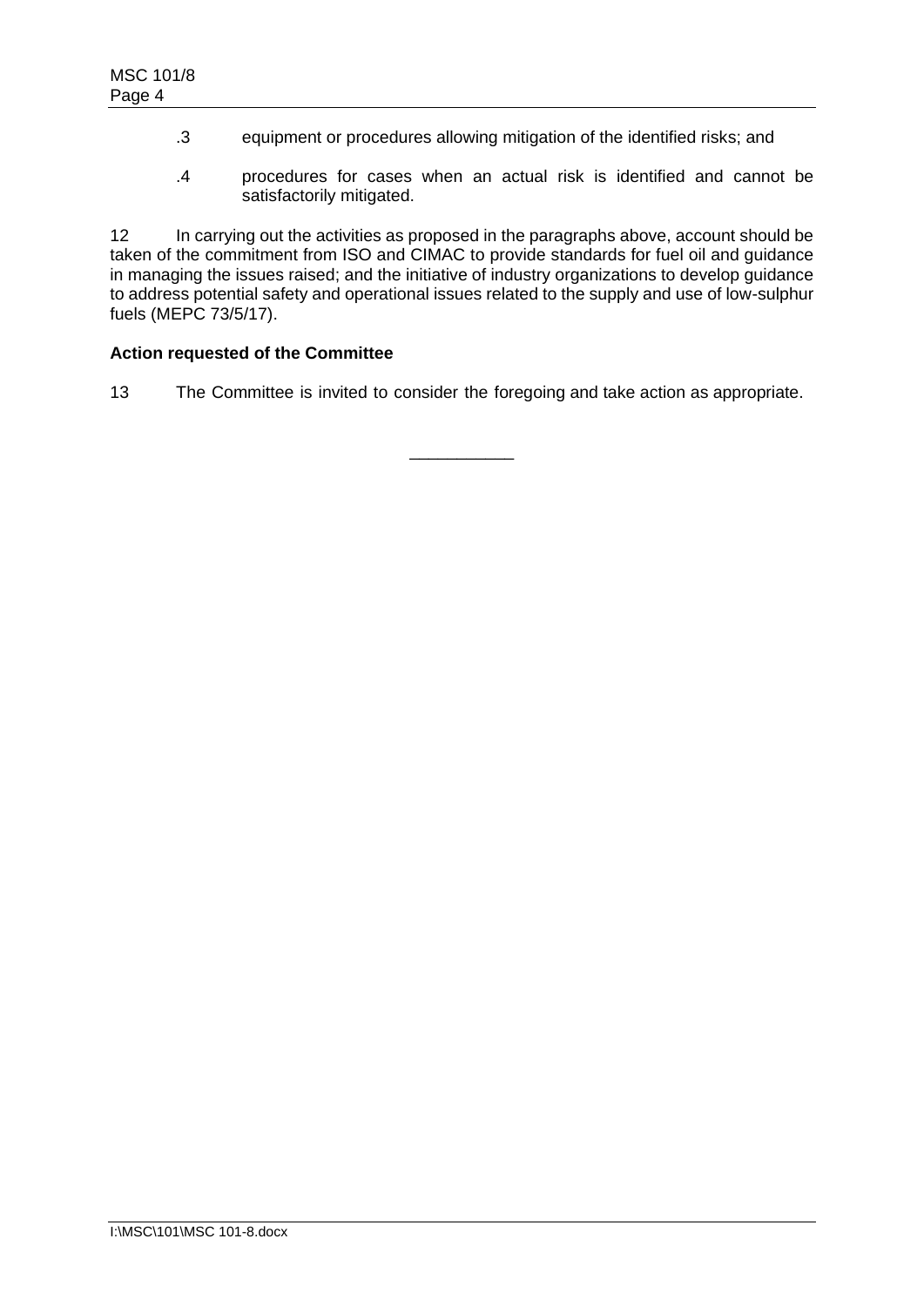.3 equipment or procedures allowing mitigation of the identified risks; and

.4 procedures for cases when an actual risk is identified and cannot be satisfactorily mitigated.

12 In carrying out the activities as proposed in the paragraphs above, account should be taken of the commitment from ISO and CIMAC to provide standards for fuel oil and guidance in managing the issues raised; and the initiative of industry organizations to develop guidance to address potential safety and operational issues related to the supply and use of low-sulphur fuels (MEPC 73/5/17).

**Action requested of the Committee**

13 The Committee is invited to consider the foregoing and take action as appropriate.

___________